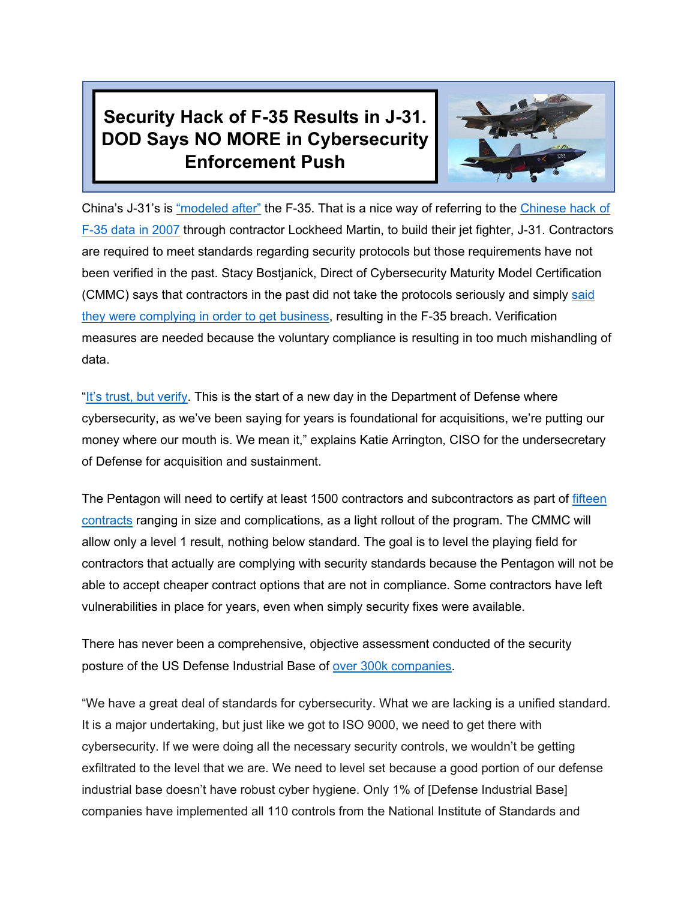# Security Hack of F-35 Results in J-31. DOD Says NO MORE in Cybersecurity Enforcement Push

China's J-31's is "modeled after" the F-35. That is a nice way of referring to the Chinese hack of F-35 data in 2007 through contractor Lockheed Martin, to build their jet fighter, J-31. Contractors are required to meet standards regarding security protocols but those requirements have not been verified in the past. Stacy Bostjanick, Direct of Cybersecurity Maturity Model Certification (CMMC) says that contractors in the past did not take the protocols seriously and simply said they were complying in order to get business, resulting in the F-35 breach. Verification measures are needed because the voluntary compliance is resulting in too much mishandling of data.

"It's trust, but verify. This is the start of a new day in the Department of Defense where cybersecurity, as we've been saying for years is foundational for acquisitions, we're putting our money where our mouth is. We mean it," explains Katie Arrington, CISO for the undersecretary of Defense for acquisition and sustainment.

The Pentagon will need to certify at least 1500 contractors and subcontractors as part of fifteen contracts ranging in size and complications, as a light rollout of the program. The CMMC will allow only a level 1 result, nothing below standard. The goal is to level the playing field for contractors that actually are complying with security standards because the Pentagon will not be able to accept cheaper contract options that are not in compliance. Some contractors have left vulnerabilities in place for years, even when simply security fixes were available.

There has never been a comprehensive, objective assessment conducted of the security posture of the US Defense Industrial Base of over 300k companies.

"We have a great deal of standards for cybersecurity. What we are lacking is a unified standard. It is a major undertaking, but just like we got to ISO 9000, we need to get there with cybersecurity. If we were doing all the necessary security controls, we wouldn't be getting exfiltrated to the level that we are. We need to level set because a good portion of our defense industrial base doesn't have robust cyber hygiene. Only 1% of [Defense Industrial Base] companies have implemented all 110 controls from the National Institute of Standards and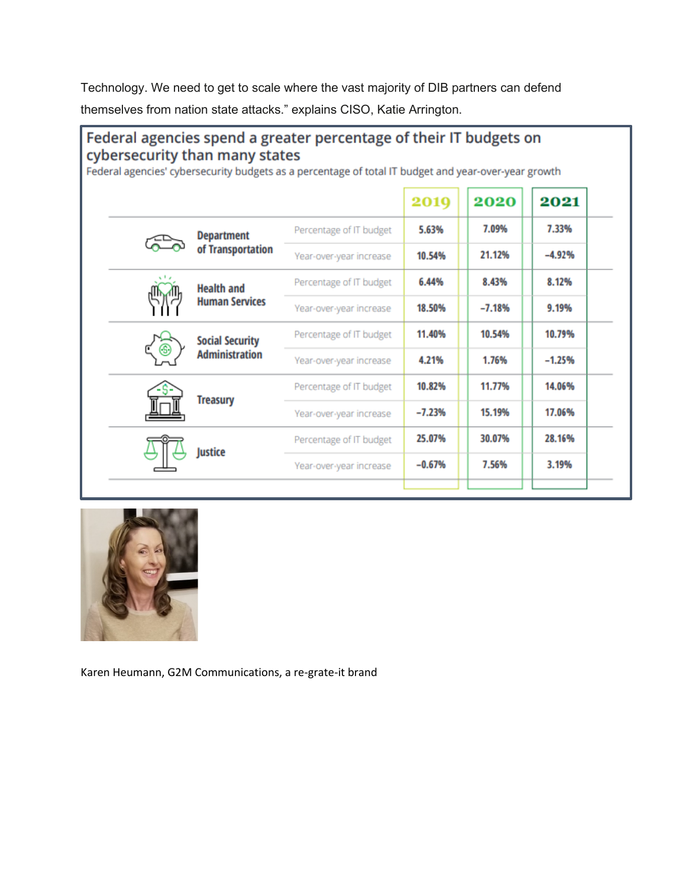Technology. We need to get to scale where the vast majority of DIB partners can defend themselves from nation state attacks." explains CISO, Katie Arrington.

**Federal agencies spend a greater percentage of their IT budgets on cybersecurity than many states**

Federal agencies' cybersecurity budgets as a percentage of total IT budget and year-over-year growth

| | | 2019 | 2020 | 2021 |
|---|---|---|---|---|
| Department of Transportation | Percentage of IT budget | 5.63% | 7.09% | 7.33% |
| | Year-over-year increase | 10.54% | 21.12% | −4.92% |
| Health and Human Services | Percentage of IT budget | 6.44% | 8.43% | 8.12% |
| | Year-over-year increase | 18.50% | −7.18% | 9.19% |
| Social Security Administration | Percentage of IT budget | 11.40% | 10.54% | 10.79% |
| | Year-over-year increase | 4.21% | 1.76% | −1.25% |
| Treasury | Percentage of IT budget | 10.82% | 11.77% | 14.06% |
| | Year-over-year increase | −7.23% | 15.19% | 17.06% |
| Justice | Percentage of IT budget | 25.07% | 30.07% | 28.16% |
| | Year-over-year increase | −0.67% | 7.56% | 3.19% |

Karen Heumann, G2M Communications, a re-grate-it brand